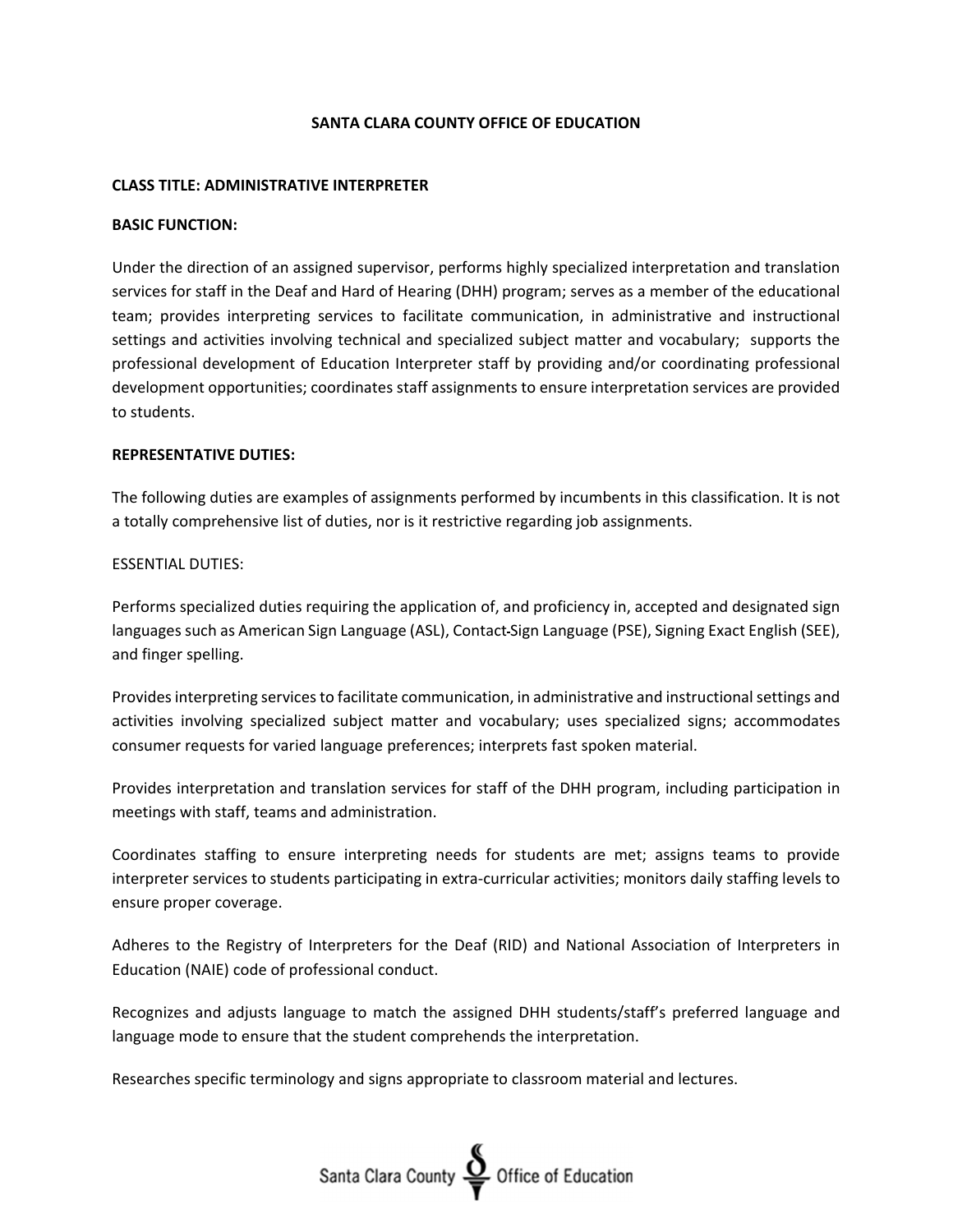# SANTA CLARA COUNTY OFFICE OF EDUCATION

## CLASS TITLE: ADMINISTRATIVE INTERPRETER

### BASIC FUNCTION:

Under the direction of an assigned supervisor, performs highly specialized interpretation and translation services for staff in the Deaf and Hard of Hearing (DHH) program; serves as a member of the educational team; provides interpreting services to facilitate communication, in administrative and instructional settings and activities involving technical and specialized subject matter and vocabulary; supports the professional development of Education Interpreter staff by providing and/or coordinating professional development opportunities; coordinates staff assignments to ensure interpretation services are provided to students.

### REPRESENTATIVE DUTIES:

The following duties are examples of assignments performed by incumbents in this classification. It is not a totally comprehensive list of duties, nor is it restrictive regarding job assignments.

ESSENTIAL DUTIES:

Performs specialized duties requiring the application of, and proficiency in, accepted and designated sign languages such as American Sign Language (ASL), Contact-Sign Language (PSE), Signing Exact English (SEE), and finger spelling.

Provides interpreting services to facilitate communication, in administrative and instructional settings and activities involving specialized subject matter and vocabulary; uses specialized signs; accommodates consumer requests for varied language preferences; interprets fast spoken material.

Provides interpretation and translation services for staff of the DHH program, including participation in meetings with staff, teams and administration.

Coordinates staffing to ensure interpreting needs for students are met; assigns teams to provide interpreter services to students participating in extra-curricular activities; monitors daily staffing levels to ensure proper coverage.

Adheres to the Registry of Interpreters for the Deaf (RID) and National Association of Interpreters in Education (NAIE) code of professional conduct.

Recognizes and adjusts language to match the assigned DHH students/staff's preferred language and language mode to ensure that the student comprehends the interpretation.

Researches specific terminology and signs appropriate to classroom material and lectures.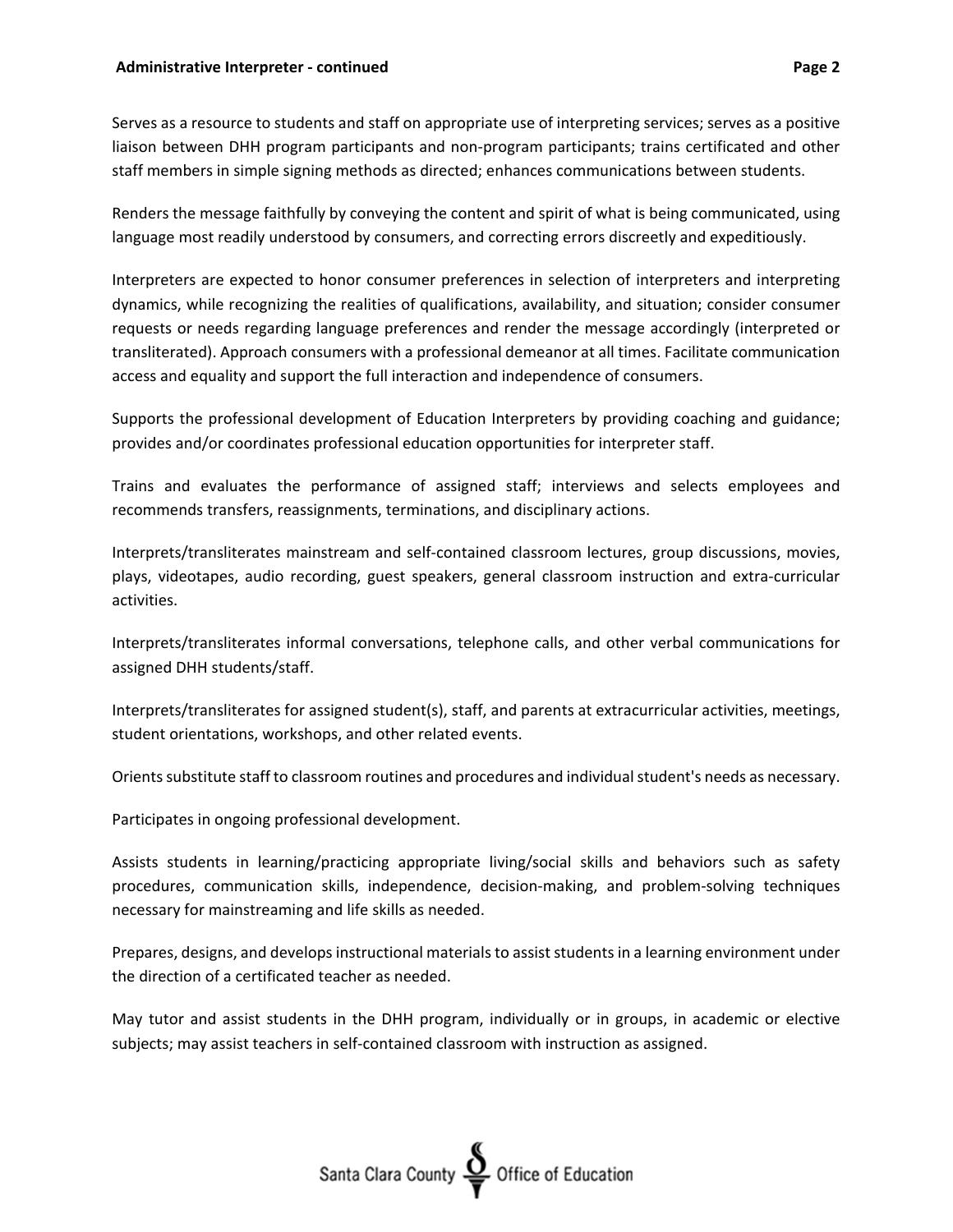Serves as a resource to students and staff on appropriate use of interpreting services; serves as a positive liaison between DHH program participants and non-program participants; trains certificated and other staff members in simple signing methods as directed; enhances communications between students.

Renders the message faithfully by conveying the content and spirit of what is being communicated, using language most readily understood by consumers, and correcting errors discreetly and expeditiously.

Interpreters are expected to honor consumer preferences in selection of interpreters and interpreting dynamics, while recognizing the realities of qualifications, availability, and situation; consider consumer requests or needs regarding language preferences and render the message accordingly (interpreted or transliterated). Approach consumers with a professional demeanor at all times. Facilitate communication access and equality and support the full interaction and independence of consumers.

Supports the professional development of Education Interpreters by providing coaching and guidance; provides and/or coordinates professional education opportunities for interpreter staff.

Trains and evaluates the performance of assigned staff; interviews and selects employees and recommends transfers, reassignments, terminations, and disciplinary actions.

Interprets/transliterates mainstream and self-contained classroom lectures, group discussions, movies, plays, videotapes, audio recording, guest speakers, general classroom instruction and extra-curricular activities.

Interprets/transliterates informal conversations, telephone calls, and other verbal communications for assigned DHH students/staff.

Interprets/transliterates for assigned student(s), staff, and parents at extracurricular activities, meetings, student orientations, workshops, and other related events.

Orients substitute staff to classroom routines and procedures and individual student's needs as necessary.

Participates in ongoing professional development.

Assists students in learning/practicing appropriate living/social skills and behaviors such as safety procedures, communication skills, independence, decision-making, and problem-solving techniques necessary for mainstreaming and life skills as needed.

Prepares, designs, and develops instructional materials to assist students in a learning environment under the direction of a certificated teacher as needed.

May tutor and assist students in the DHH program, individually or in groups, in academic or elective subjects; may assist teachers in self-contained classroom with instruction as assigned.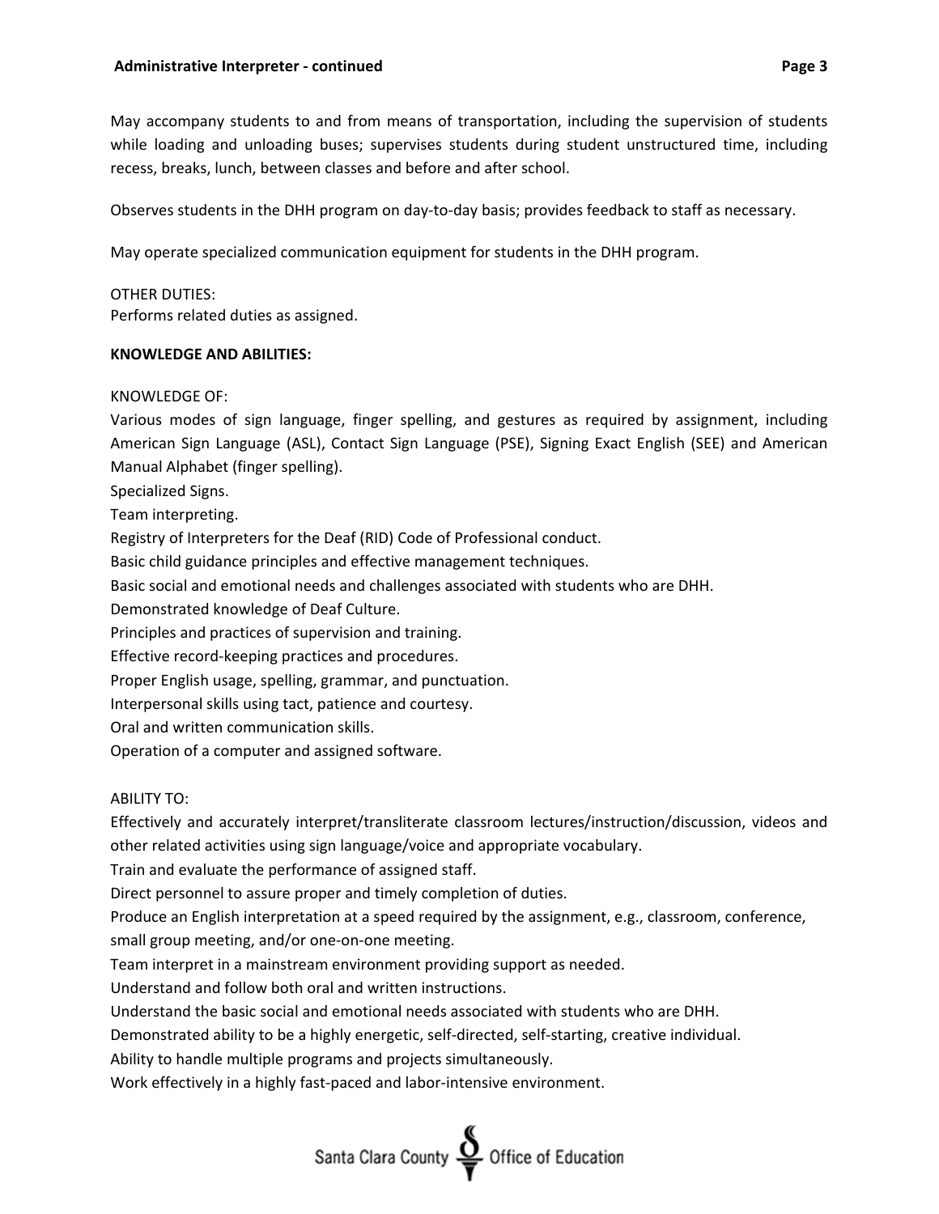May accompany students to and from means of transportation, including the supervision of students while loading and unloading buses; supervises students during student unstructured time, including recess, breaks, lunch, between classes and before and after school.

Observes students in the DHH program on day-to-day basis; provides feedback to staff as necessary.

May operate specialized communication equipment for students in the DHH program.

OTHER DUTIES:
Performs related duties as assigned.

**KNOWLEDGE AND ABILITIES:**

KNOWLEDGE OF:
Various modes of sign language, finger spelling, and gestures as required by assignment, including American Sign Language (ASL), Contact Sign Language (PSE), Signing Exact English (SEE) and American Manual Alphabet (finger spelling).
Specialized Signs.
Team interpreting.
Registry of Interpreters for the Deaf (RID) Code of Professional conduct.
Basic child guidance principles and effective management techniques.
Basic social and emotional needs and challenges associated with students who are DHH.
Demonstrated knowledge of Deaf Culture.
Principles and practices of supervision and training.
Effective record-keeping practices and procedures.
Proper English usage, spelling, grammar, and punctuation.
Interpersonal skills using tact, patience and courtesy.
Oral and written communication skills.
Operation of a computer and assigned software.

ABILITY TO:
Effectively and accurately interpret/transliterate classroom lectures/instruction/discussion, videos and other related activities using sign language/voice and appropriate vocabulary.
Train and evaluate the performance of assigned staff.
Direct personnel to assure proper and timely completion of duties.
Produce an English interpretation at a speed required by the assignment, e.g., classroom, conference, small group meeting, and/or one-on-one meeting.
Team interpret in a mainstream environment providing support as needed.
Understand and follow both oral and written instructions.
Understand the basic social and emotional needs associated with students who are DHH.
Demonstrated ability to be a highly energetic, self-directed, self-starting, creative individual.
Ability to handle multiple programs and projects simultaneously.
Work effectively in a highly fast-paced and labor-intensive environment.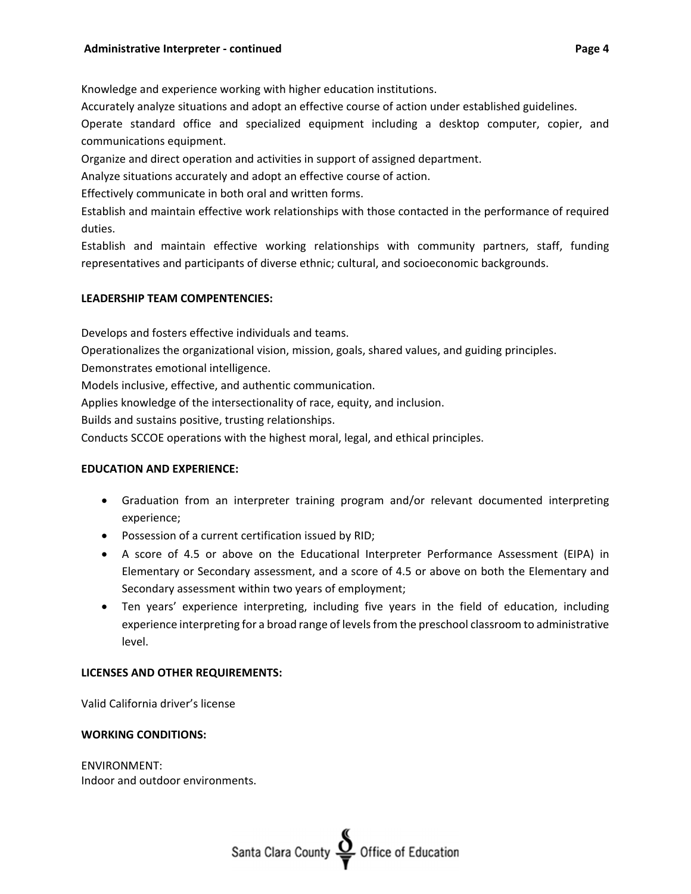Knowledge and experience working with higher education institutions.

Accurately analyze situations and adopt an effective course of action under established guidelines.

Operate standard office and specialized equipment including a desktop computer, copier, and communications equipment.

Organize and direct operation and activities in support of assigned department.

Analyze situations accurately and adopt an effective course of action.

Effectively communicate in both oral and written forms.

Establish and maintain effective work relationships with those contacted in the performance of required duties.

Establish and maintain effective working relationships with community partners, staff, funding representatives and participants of diverse ethnic; cultural, and socioeconomic backgrounds.

**LEADERSHIP TEAM COMPENTENCIES:**

Develops and fosters effective individuals and teams.

Operationalizes the organizational vision, mission, goals, shared values, and guiding principles.

Demonstrates emotional intelligence.

Models inclusive, effective, and authentic communication.

Applies knowledge of the intersectionality of race, equity, and inclusion.

Builds and sustains positive, trusting relationships.

Conducts SCCOE operations with the highest moral, legal, and ethical principles.

**EDUCATION AND EXPERIENCE:**

- Graduation from an interpreter training program and/or relevant documented interpreting experience;
- Possession of a current certification issued by RID;
- A score of 4.5 or above on the Educational Interpreter Performance Assessment (EIPA) in Elementary or Secondary assessment, and a score of 4.5 or above on both the Elementary and Secondary assessment within two years of employment;
- Ten years' experience interpreting, including five years in the field of education, including experience interpreting for a broad range of levels from the preschool classroom to administrative level.

**LICENSES AND OTHER REQUIREMENTS:**

Valid California driver's license

**WORKING CONDITIONS:**

ENVIRONMENT:
Indoor and outdoor environments.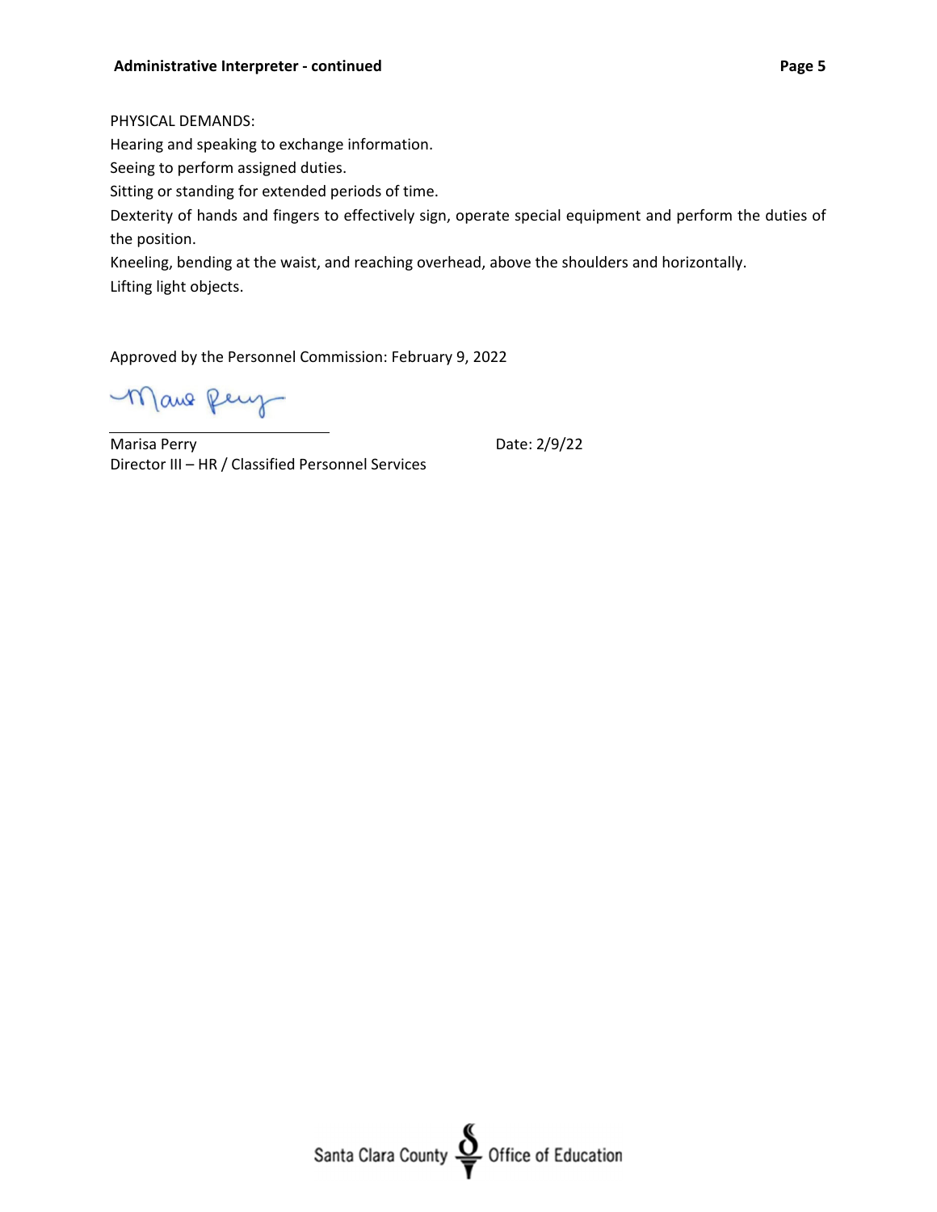PHYSICAL DEMANDS:

Hearing and speaking to exchange information.

Seeing to perform assigned duties.

Sitting or standing for extended periods of time.

Dexterity of hands and fingers to effectively sign, operate special equipment and perform the duties of the position.

Kneeling, bending at the waist, and reaching overhead, above the shoulders and horizontally.

Lifting light objects.

Approved by the Personnel Commission: February 9, 2022

Marisa Perry
Director III – HR / Classified Personnel Services

Date: 2/9/22